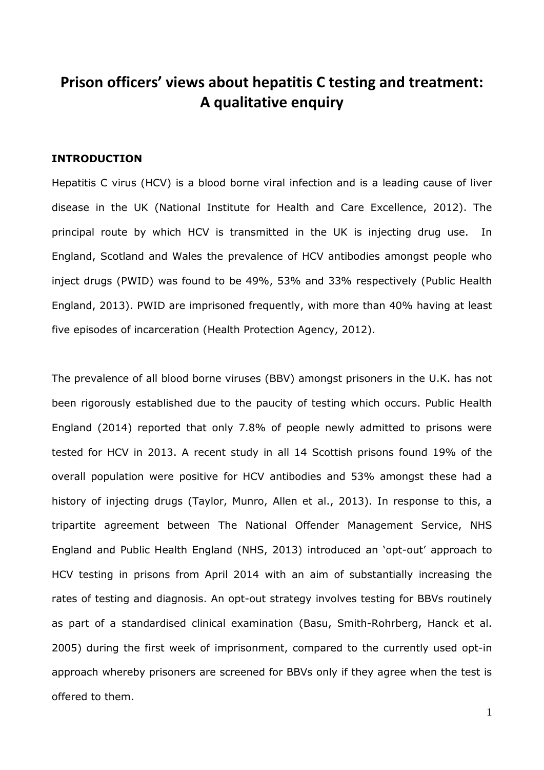# Prison officers' views about hepatitis C testing and treatment: A qualitative enquiry

## INTRODUCTION

Hepatitis C virus (HCV) is a blood borne viral infection and is a leading cause of liver disease in the UK (National Institute for Health and Care Excellence, 2012). The principal route by which HCV is transmitted in the UK is injecting drug use. In England, Scotland and Wales the prevalence of HCV antibodies amongst people who inject drugs (PWID) was found to be 49%, 53% and 33% respectively (Public Health England, 2013). PWID are imprisoned frequently, with more than 40% having at least five episodes of incarceration (Health Protection Agency, 2012).

The prevalence of all blood borne viruses (BBV) amongst prisoners in the U.K. has not been rigorously established due to the paucity of testing which occurs. Public Health England (2014) reported that only 7.8% of people newly admitted to prisons were tested for HCV in 2013. A recent study in all 14 Scottish prisons found 19% of the overall population were positive for HCV antibodies and 53% amongst these had a history of injecting drugs (Taylor, Munro, Allen et al., 2013). In response to this, a tripartite agreement between The National Offender Management Service, NHS England and Public Health England (NHS, 2013) introduced an 'opt-out' approach to HCV testing in prisons from April 2014 with an aim of substantially increasing the rates of testing and diagnosis. An opt-out strategy involves testing for BBVs routinely as part of a standardised clinical examination (Basu, Smith-Rohrberg, Hanck et al. 2005) during the first week of imprisonment, compared to the currently used opt-in approach whereby prisoners are screened for BBVs only if they agree when the test is offered to them.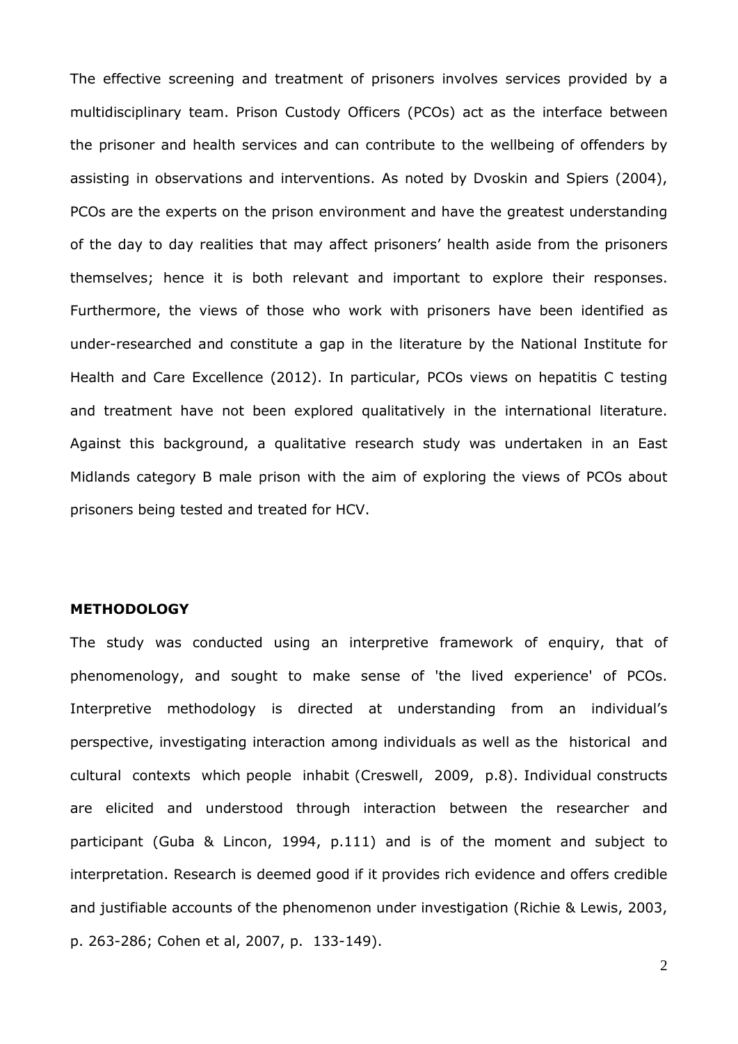The effective screening and treatment of prisoners involves services provided by a multidisciplinary team. Prison Custody Officers (PCOs) act as the interface between the prisoner and health services and can contribute to the wellbeing of offenders by assisting in observations and interventions. As noted by Dvoskin and Spiers (2004), PCOs are the experts on the prison environment and have the greatest understanding of the day to day realities that may affect prisoners' health aside from the prisoners themselves; hence it is both relevant and important to explore their responses. Furthermore, the views of those who work with prisoners have been identified as under-researched and constitute a gap in the literature by the National Institute for Health and Care Excellence (2012). In particular, PCOs views on hepatitis C testing and treatment have not been explored qualitatively in the international literature. Against this background, a qualitative research study was undertaken in an East Midlands category B male prison with the aim of exploring the views of PCOs about prisoners being tested and treated for HCV.

## METHODOLOGY

The study was conducted using an interpretive framework of enquiry, that of phenomenology, and sought to make sense of 'the lived experience' of PCOs. Interpretive methodology is directed at understanding from an individual's perspective, investigating interaction among individuals as well as the historical and cultural contexts which people inhabit (Creswell, 2009, p.8). Individual constructs are elicited and understood through interaction between the researcher and participant (Guba & Lincon, 1994, p.111) and is of the moment and subject to interpretation. Research is deemed good if it provides rich evidence and offers credible and justifiable accounts of the phenomenon under investigation (Richie & Lewis, 2003, p. 263-286; Cohen et al, 2007, p. 133-149).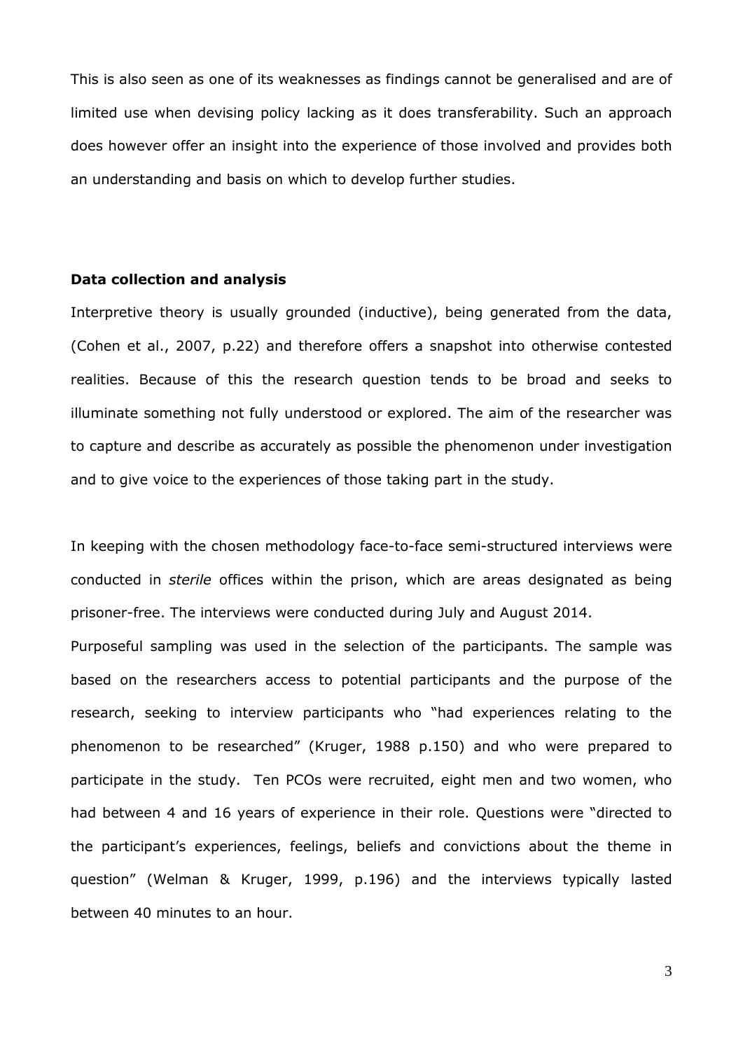This is also seen as one of its weaknesses as findings cannot be generalised and are of limited use when devising policy lacking as it does transferability. Such an approach does however offer an insight into the experience of those involved and provides both an understanding and basis on which to develop further studies.

**Data collection and analysis**

Interpretive theory is usually grounded (inductive), being generated from the data, (Cohen et al., 2007, p.22) and therefore offers a snapshot into otherwise contested realities. Because of this the research question tends to be broad and seeks to illuminate something not fully understood or explored. The aim of the researcher was to capture and describe as accurately as possible the phenomenon under investigation and to give voice to the experiences of those taking part in the study.

In keeping with the chosen methodology face-to-face semi-structured interviews were conducted in *sterile* offices within the prison, which are areas designated as being prisoner-free. The interviews were conducted during July and August 2014.

Purposeful sampling was used in the selection of the participants. The sample was based on the researchers access to potential participants and the purpose of the research, seeking to interview participants who "had experiences relating to the phenomenon to be researched" (Kruger, 1988 p.150) and who were prepared to participate in the study. Ten PCOs were recruited, eight men and two women, who had between 4 and 16 years of experience in their role. Questions were "directed to the participant's experiences, feelings, beliefs and convictions about the theme in question" (Welman & Kruger, 1999, p.196) and the interviews typically lasted between 40 minutes to an hour.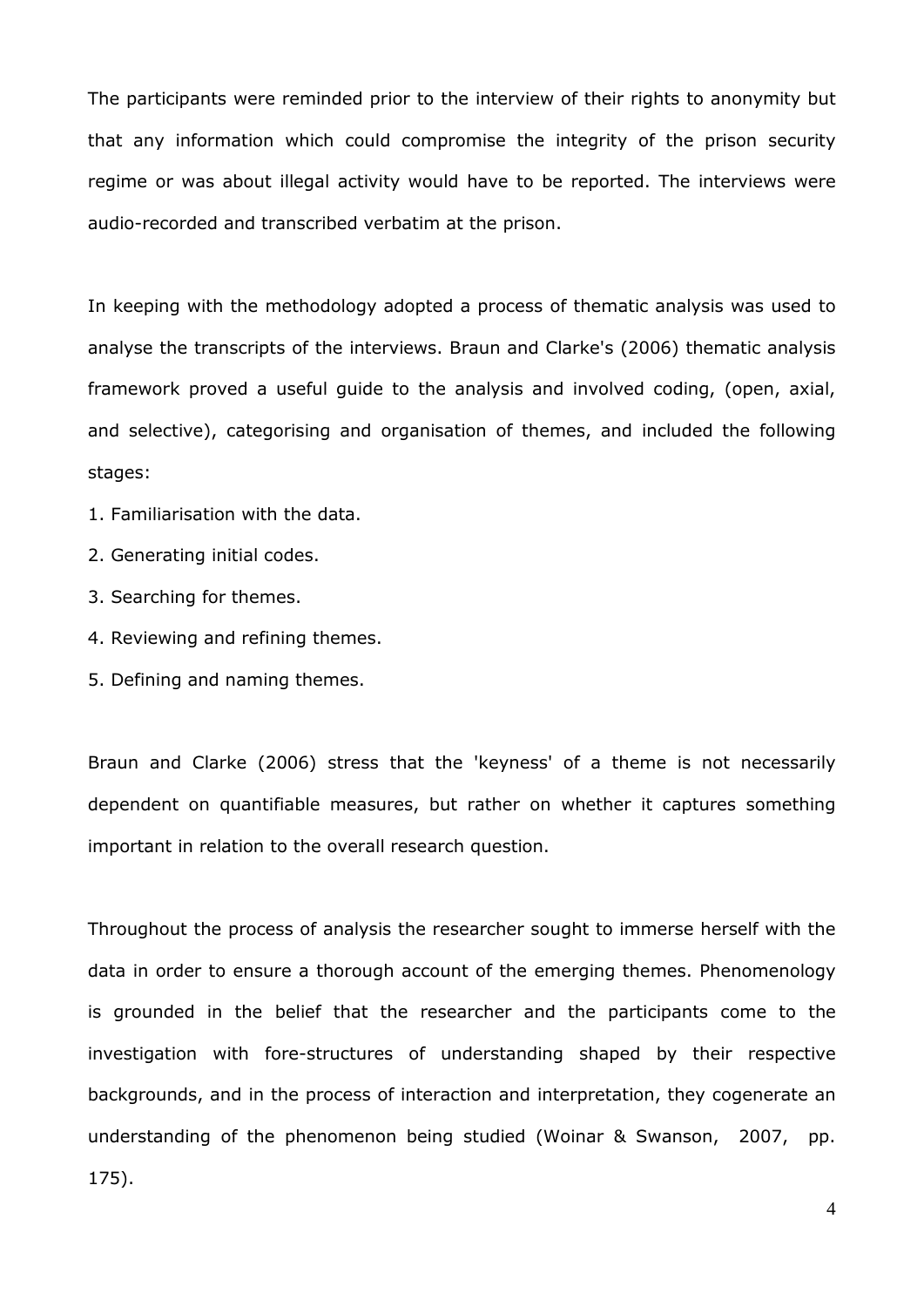The participants were reminded prior to the interview of their rights to anonymity but that any information which could compromise the integrity of the prison security regime or was about illegal activity would have to be reported. The interviews were audio-recorded and transcribed verbatim at the prison.

In keeping with the methodology adopted a process of thematic analysis was used to analyse the transcripts of the interviews. Braun and Clarke's (2006) thematic analysis framework proved a useful guide to the analysis and involved coding, (open, axial, and selective), categorising and organisation of themes, and included the following stages:

1. Familiarisation with the data.
2. Generating initial codes.
3. Searching for themes.
4. Reviewing and refining themes.
5. Defining and naming themes.

Braun and Clarke (2006) stress that the 'keyness' of a theme is not necessarily dependent on quantifiable measures, but rather on whether it captures something important in relation to the overall research question.

Throughout the process of analysis the researcher sought to immerse herself with the data in order to ensure a thorough account of the emerging themes. Phenomenology is grounded in the belief that the researcher and the participants come to the investigation with fore-structures of understanding shaped by their respective backgrounds, and in the process of interaction and interpretation, they cogenerate an understanding of the phenomenon being studied (Woinar & Swanson, 2007, pp. 175).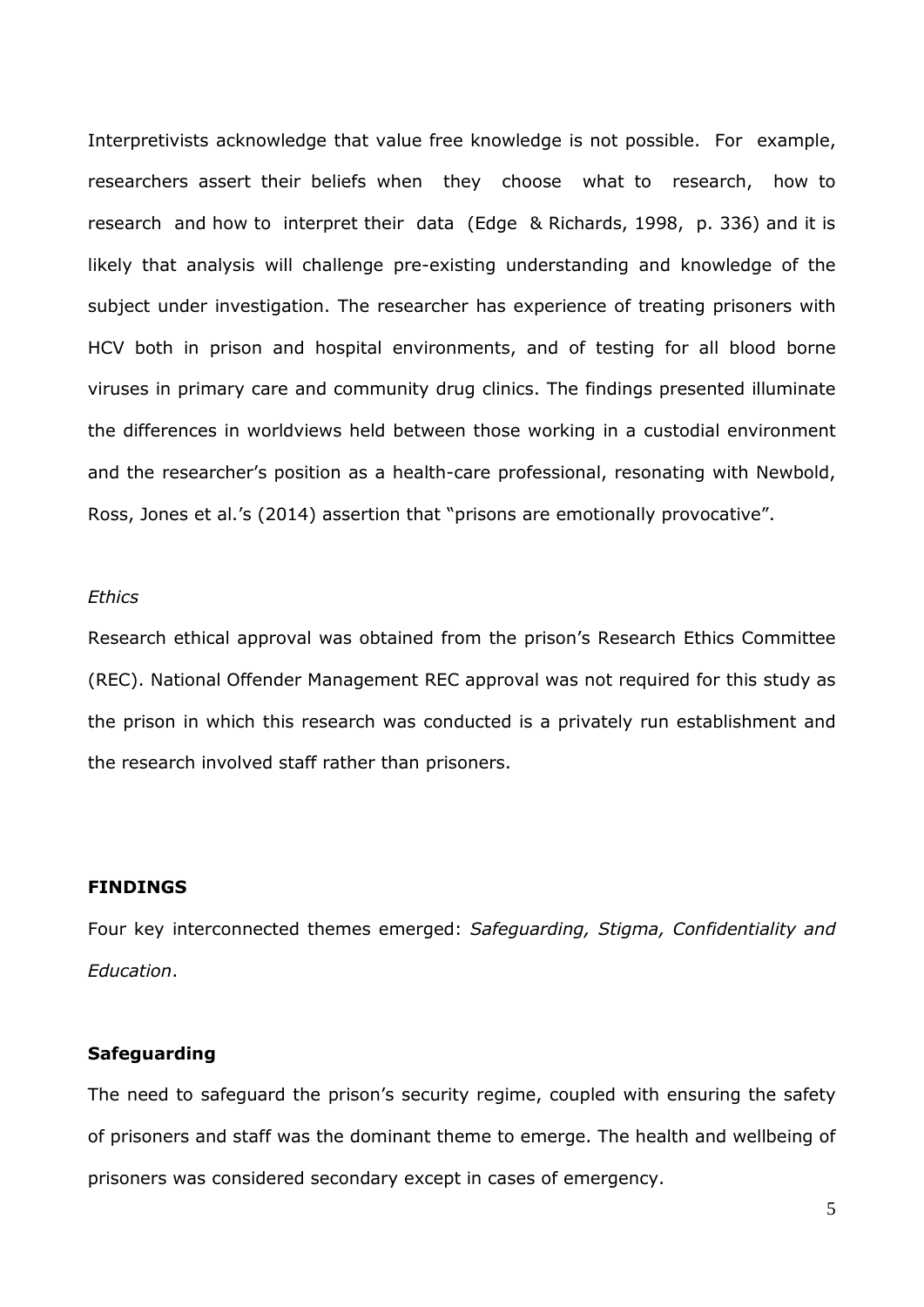Interpretivists acknowledge that value free knowledge is not possible. For example, researchers assert their beliefs when they choose what to research, how to research and how to interpret their data (Edge & Richards, 1998, p. 336) and it is likely that analysis will challenge pre-existing understanding and knowledge of the subject under investigation. The researcher has experience of treating prisoners with HCV both in prison and hospital environments, and of testing for all blood borne viruses in primary care and community drug clinics. The findings presented illuminate the differences in worldviews held between those working in a custodial environment and the researcher's position as a health-care professional, resonating with Newbold, Ross, Jones et al.'s (2014) assertion that "prisons are emotionally provocative".

*Ethics*

Research ethical approval was obtained from the prison's Research Ethics Committee (REC). National Offender Management REC approval was not required for this study as the prison in which this research was conducted is a privately run establishment and the research involved staff rather than prisoners.

## FINDINGS

Four key interconnected themes emerged: *Safeguarding, Stigma, Confidentiality and Education*.

### Safeguarding

The need to safeguard the prison's security regime, coupled with ensuring the safety of prisoners and staff was the dominant theme to emerge. The health and wellbeing of prisoners was considered secondary except in cases of emergency.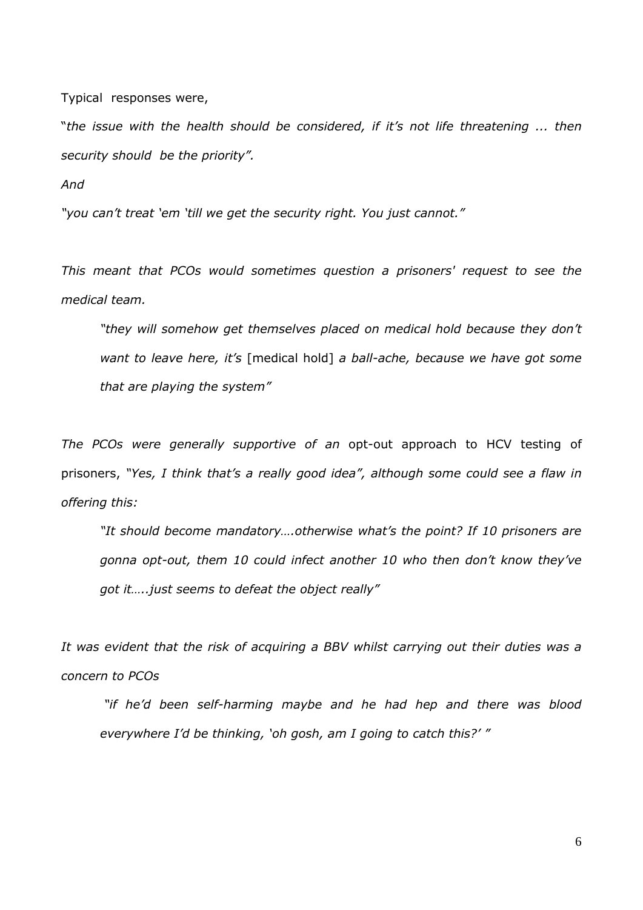Typical responses were,

"*the issue with the health should be considered, if it's not life threatening ... then security should be the priority".*

*And*

*"you can't treat 'em 'till we get the security right. You just cannot."*

*This meant that PCOs would sometimes question a prisoners' request to see the medical team.*

> *"they will somehow get themselves placed on medical hold because they don't want to leave here, it's* [medical hold] *a ball-ache, because we have got some that are playing the system"*

*The PCOs were generally supportive of an* opt-out approach to HCV testing of prisoners, *"Yes, I think that's a really good idea", although some could see a flaw in offering this:*

> *"It should become mandatory….otherwise what's the point? If 10 prisoners are gonna opt-out, them 10 could infect another 10 who then don't know they've got it…..just seems to defeat the object really"*

*It was evident that the risk of acquiring a BBV whilst carrying out their duties was a concern to PCOs*

> *"if he'd been self-harming maybe and he had hep and there was blood everywhere I'd be thinking, 'oh gosh, am I going to catch this?' "*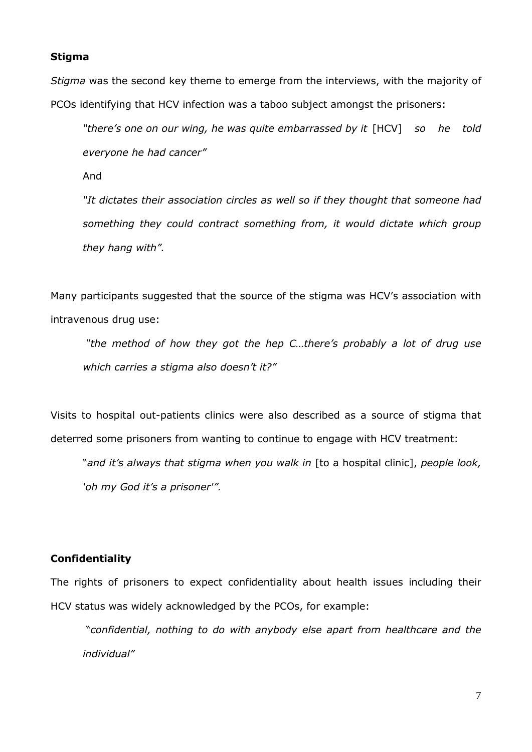**Stigma**

*Stigma* was the second key theme to emerge from the interviews, with the majority of PCOs identifying that HCV infection was a taboo subject amongst the prisoners:

> *"there's one on our wing, he was quite embarrassed by it* [HCV] *so he told everyone he had cancer"*
>
> And
>
> *"It dictates their association circles as well so if they thought that someone had something they could contract something from, it would dictate which group they hang with".*

Many participants suggested that the source of the stigma was HCV's association with intravenous drug use:

> *"the method of how they got the hep C…there's probably a lot of drug use which carries a stigma also doesn't it?"*

Visits to hospital out-patients clinics were also described as a source of stigma that deterred some prisoners from wanting to continue to engage with HCV treatment:

> "*and it's always that stigma when you walk in* [to a hospital clinic], *people look, 'oh my God it's a prisoner'".*

**Confidentiality**

The rights of prisoners to expect confidentiality about health issues including their HCV status was widely acknowledged by the PCOs, for example:

> "*confidential, nothing to do with anybody else apart from healthcare and the individual"*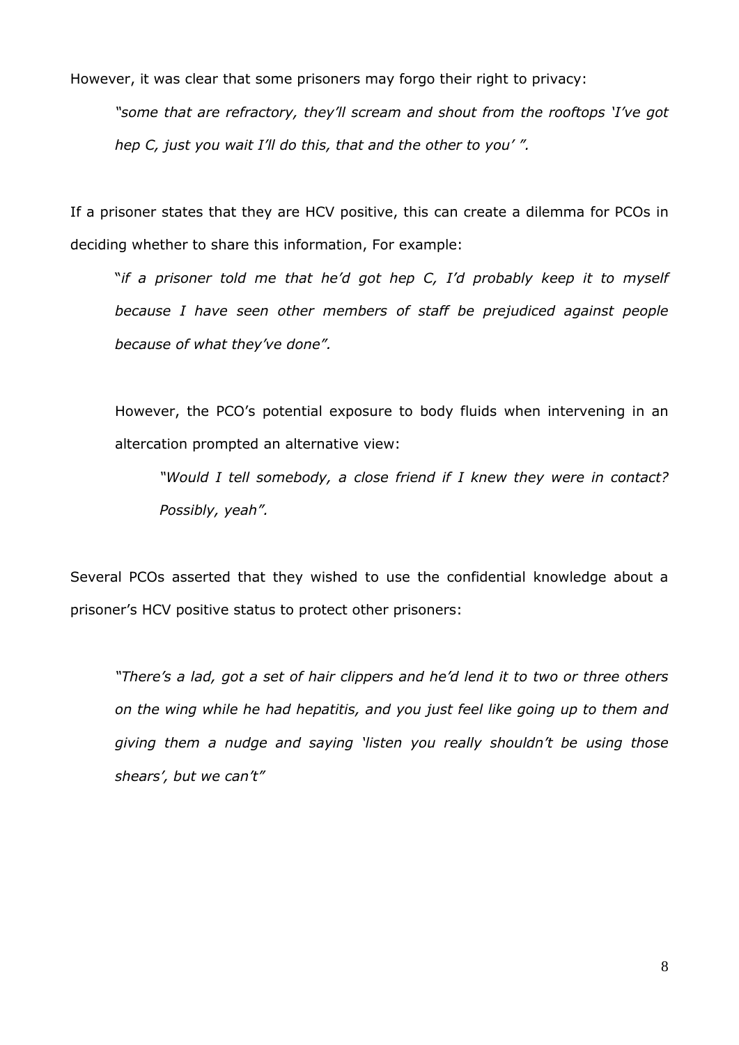However, it was clear that some prisoners may forgo their right to privacy:

> *"some that are refractory, they'll scream and shout from the rooftops 'I've got hep C, just you wait I'll do this, that and the other to you' ".*

If a prisoner states that they are HCV positive, this can create a dilemma for PCOs in deciding whether to share this information, For example:

> "*if a prisoner told me that he'd got hep C, I'd probably keep it to myself because I have seen other members of staff be prejudiced against people because of what they've done".*

> However, the PCO's potential exposure to body fluids when intervening in an altercation prompted an alternative view:
>
> > *"Would I tell somebody, a close friend if I knew they were in contact? Possibly, yeah".*

Several PCOs asserted that they wished to use the confidential knowledge about a prisoner's HCV positive status to protect other prisoners:

> *"There's a lad, got a set of hair clippers and he'd lend it to two or three others on the wing while he had hepatitis, and you just feel like going up to them and giving them a nudge and saying 'listen you really shouldn't be using those shears', but we can't"*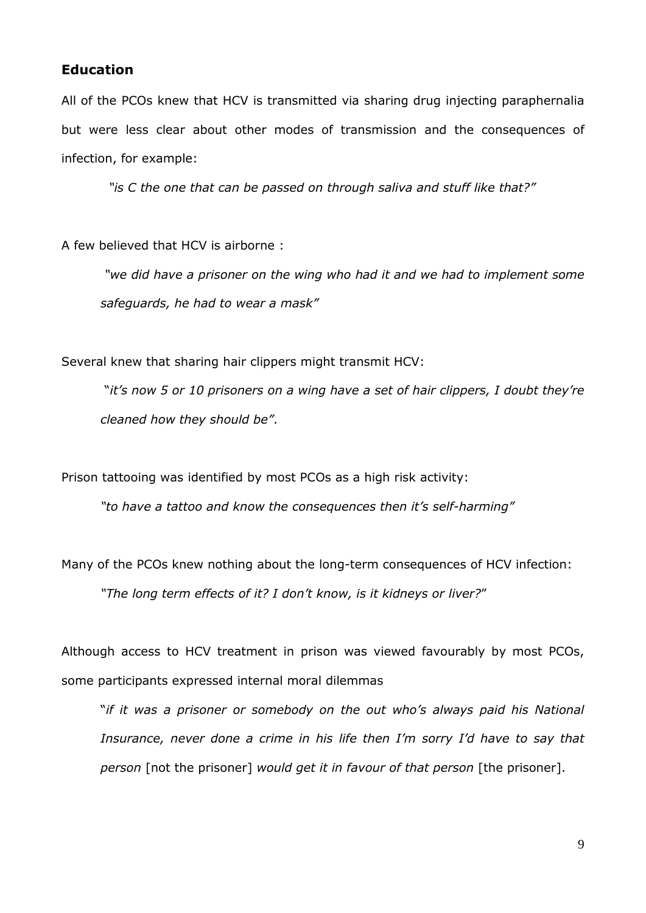## Education

All of the PCOs knew that HCV is transmitted via sharing drug injecting paraphernalia but were less clear about other modes of transmission and the consequences of infection, for example:

> *"is C the one that can be passed on through saliva and stuff like that?"*

A few believed that HCV is airborne :

> *"we did have a prisoner on the wing who had it and we had to implement some safeguards, he had to wear a mask"*

Several knew that sharing hair clippers might transmit HCV:

> *"it's now 5 or 10 prisoners on a wing have a set of hair clippers, I doubt they're cleaned how they should be"*.

Prison tattooing was identified by most PCOs as a high risk activity:

> *"to have a tattoo and know the consequences then it's self-harming"*

Many of the PCOs knew nothing about the long-term consequences of HCV infection:

> *"The long term effects of it? I don't know, is it kidneys or liver?"*

Although access to HCV treatment in prison was viewed favourably by most PCOs, some participants expressed internal moral dilemmas

> "*if it was a prisoner or somebody on the out who's always paid his National Insurance, never done a crime in his life then I'm sorry I'd have to say that person* [not the prisoner] *would get it in favour of that person* [the prisoner].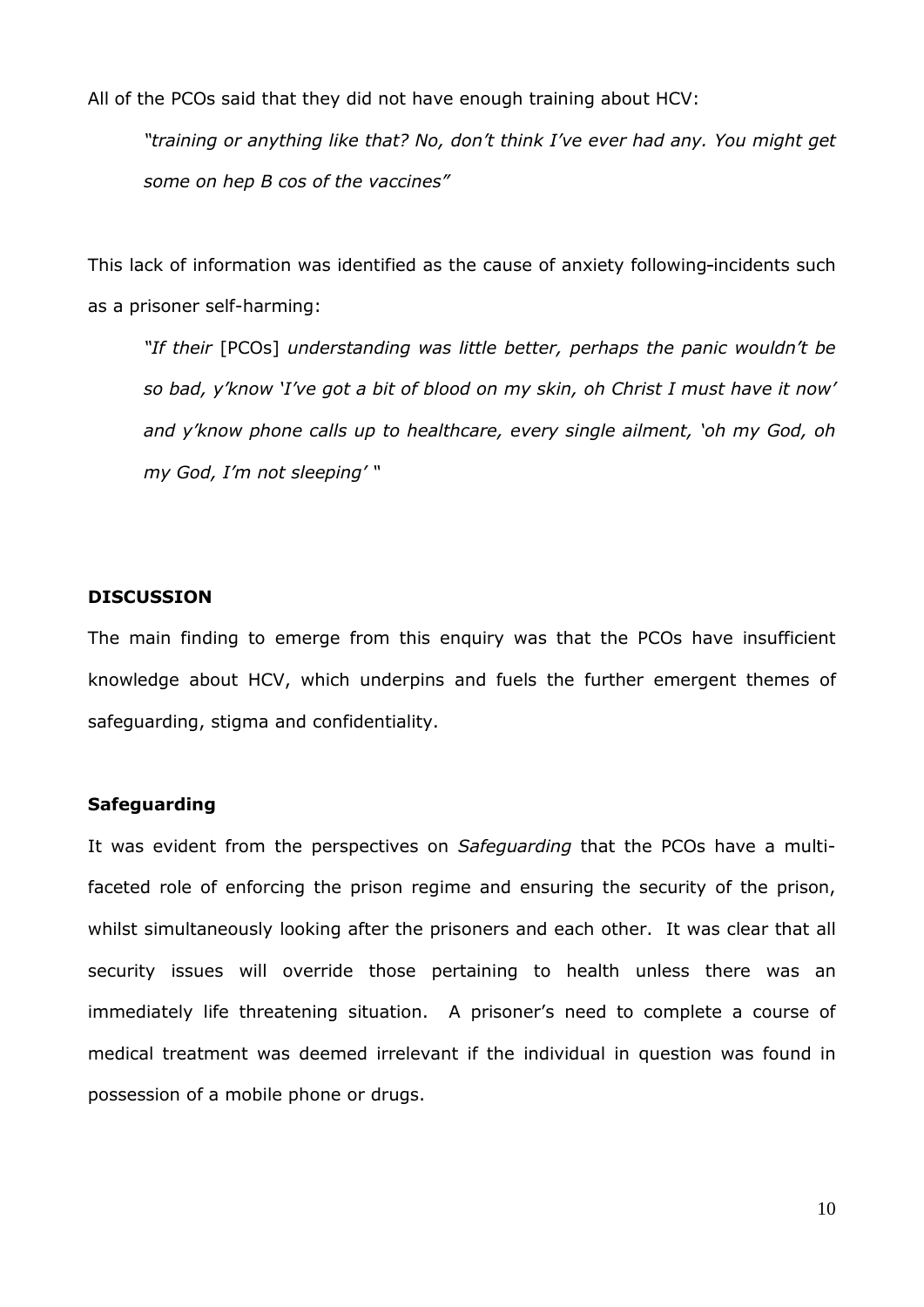All of the PCOs said that they did not have enough training about HCV:

> *"training or anything like that? No, don't think I've ever had any. You might get some on hep B cos of the vaccines"*

This lack of information was identified as the cause of anxiety following-incidents such as a prisoner self-harming:

> *"If their* [PCOs] *understanding was little better, perhaps the panic wouldn't be so bad, y'know 'I've got a bit of blood on my skin, oh Christ I must have it now' and y'know phone calls up to healthcare, every single ailment, 'oh my God, oh my God, I'm not sleeping' "*

## DISCUSSION

The main finding to emerge from this enquiry was that the PCOs have insufficient knowledge about HCV, which underpins and fuels the further emergent themes of safeguarding, stigma and confidentiality.

### Safeguarding

It was evident from the perspectives on *Safeguarding* that the PCOs have a multi-faceted role of enforcing the prison regime and ensuring the security of the prison, whilst simultaneously looking after the prisoners and each other. It was clear that all security issues will override those pertaining to health unless there was an immediately life threatening situation. A prisoner's need to complete a course of medical treatment was deemed irrelevant if the individual in question was found in possession of a mobile phone or drugs.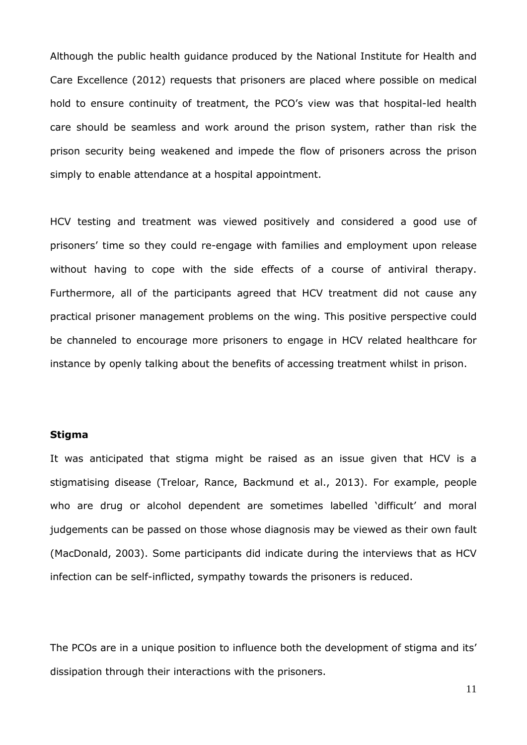Although the public health guidance produced by the National Institute for Health and Care Excellence (2012) requests that prisoners are placed where possible on medical hold to ensure continuity of treatment, the PCO's view was that hospital-led health care should be seamless and work around the prison system, rather than risk the prison security being weakened and impede the flow of prisoners across the prison simply to enable attendance at a hospital appointment.

HCV testing and treatment was viewed positively and considered a good use of prisoners' time so they could re-engage with families and employment upon release without having to cope with the side effects of a course of antiviral therapy. Furthermore, all of the participants agreed that HCV treatment did not cause any practical prisoner management problems on the wing. This positive perspective could be channeled to encourage more prisoners to engage in HCV related healthcare for instance by openly talking about the benefits of accessing treatment whilst in prison.

**Stigma**

It was anticipated that stigma might be raised as an issue given that HCV is a stigmatising disease (Treloar, Rance, Backmund et al., 2013). For example, people who are drug or alcohol dependent are sometimes labelled 'difficult' and moral judgements can be passed on those whose diagnosis may be viewed as their own fault (MacDonald, 2003). Some participants did indicate during the interviews that as HCV infection can be self-inflicted, sympathy towards the prisoners is reduced.

The PCOs are in a unique position to influence both the development of stigma and its' dissipation through their interactions with the prisoners.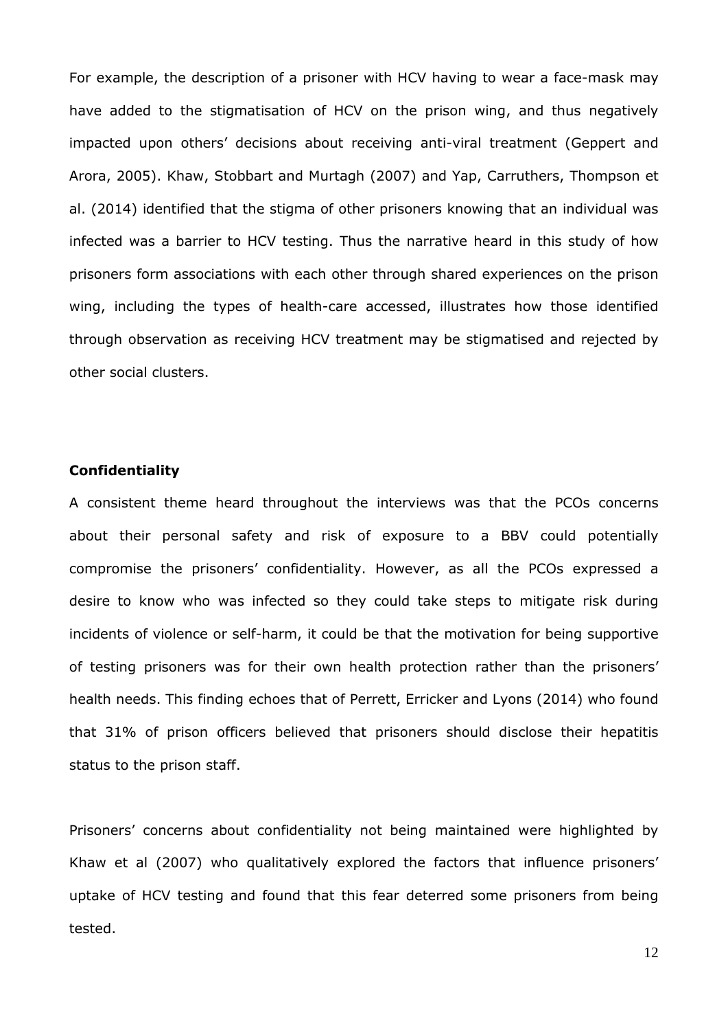For example, the description of a prisoner with HCV having to wear a face-mask may have added to the stigmatisation of HCV on the prison wing, and thus negatively impacted upon others' decisions about receiving anti-viral treatment (Geppert and Arora, 2005). Khaw, Stobbart and Murtagh (2007) and Yap, Carruthers, Thompson et al. (2014) identified that the stigma of other prisoners knowing that an individual was infected was a barrier to HCV testing. Thus the narrative heard in this study of how prisoners form associations with each other through shared experiences on the prison wing, including the types of health-care accessed, illustrates how those identified through observation as receiving HCV treatment may be stigmatised and rejected by other social clusters.

**Confidentiality**

A consistent theme heard throughout the interviews was that the PCOs concerns about their personal safety and risk of exposure to a BBV could potentially compromise the prisoners' confidentiality. However, as all the PCOs expressed a desire to know who was infected so they could take steps to mitigate risk during incidents of violence or self-harm, it could be that the motivation for being supportive of testing prisoners was for their own health protection rather than the prisoners' health needs. This finding echoes that of Perrett, Erricker and Lyons (2014) who found that 31% of prison officers believed that prisoners should disclose their hepatitis status to the prison staff.

Prisoners' concerns about confidentiality not being maintained were highlighted by Khaw et al (2007) who qualitatively explored the factors that influence prisoners' uptake of HCV testing and found that this fear deterred some prisoners from being tested.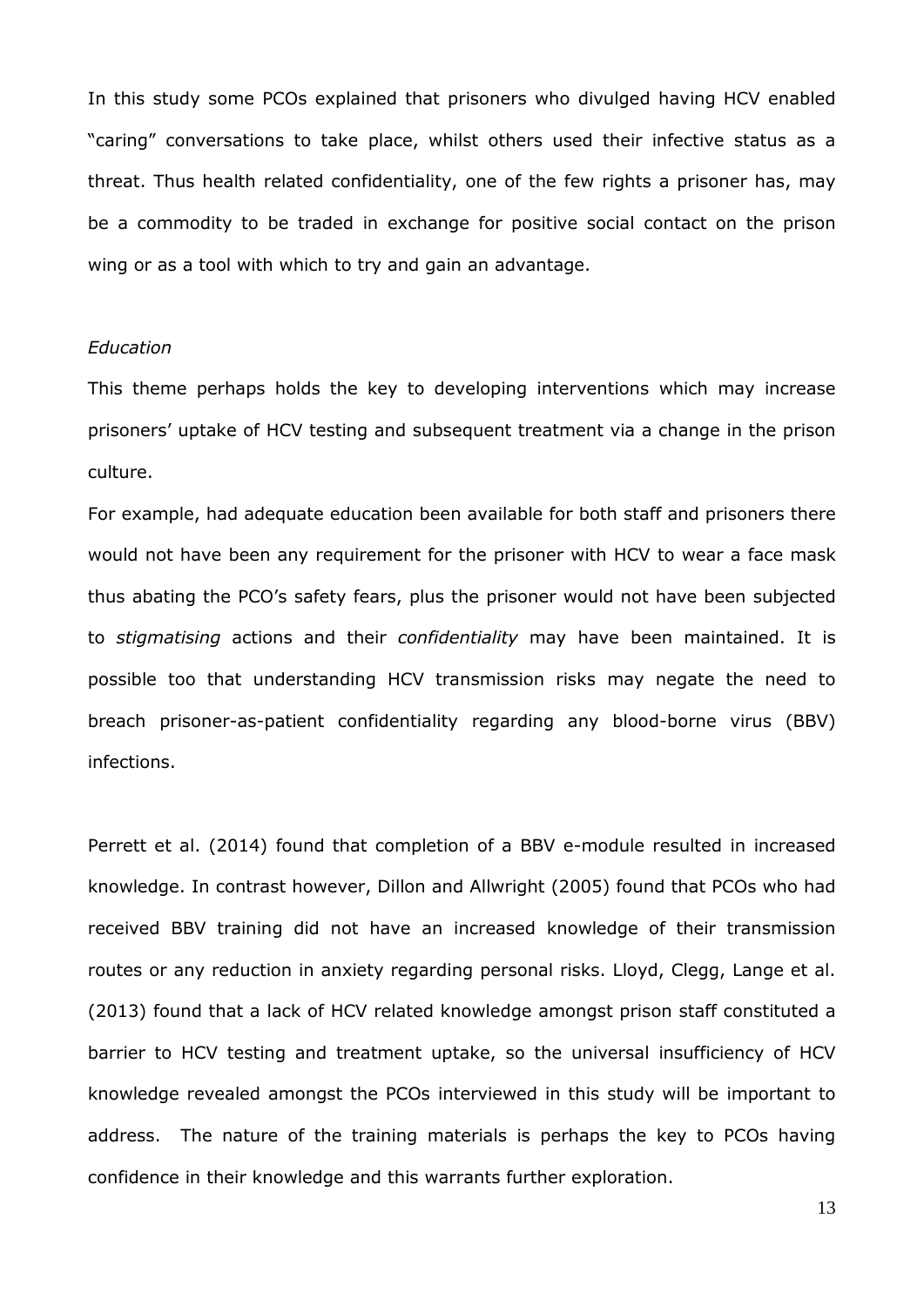In this study some PCOs explained that prisoners who divulged having HCV enabled "caring" conversations to take place, whilst others used their infective status as a threat. Thus health related confidentiality, one of the few rights a prisoner has, may be a commodity to be traded in exchange for positive social contact on the prison wing or as a tool with which to try and gain an advantage.

*Education*

This theme perhaps holds the key to developing interventions which may increase prisoners' uptake of HCV testing and subsequent treatment via a change in the prison culture.

For example, had adequate education been available for both staff and prisoners there would not have been any requirement for the prisoner with HCV to wear a face mask thus abating the PCO's safety fears, plus the prisoner would not have been subjected to *stigmatising* actions and their *confidentiality* may have been maintained. It is possible too that understanding HCV transmission risks may negate the need to breach prisoner-as-patient confidentiality regarding any blood-borne virus (BBV) infections.

Perrett et al. (2014) found that completion of a BBV e-module resulted in increased knowledge. In contrast however, Dillon and Allwright (2005) found that PCOs who had received BBV training did not have an increased knowledge of their transmission routes or any reduction in anxiety regarding personal risks. Lloyd, Clegg, Lange et al. (2013) found that a lack of HCV related knowledge amongst prison staff constituted a barrier to HCV testing and treatment uptake, so the universal insufficiency of HCV knowledge revealed amongst the PCOs interviewed in this study will be important to address. The nature of the training materials is perhaps the key to PCOs having confidence in their knowledge and this warrants further exploration.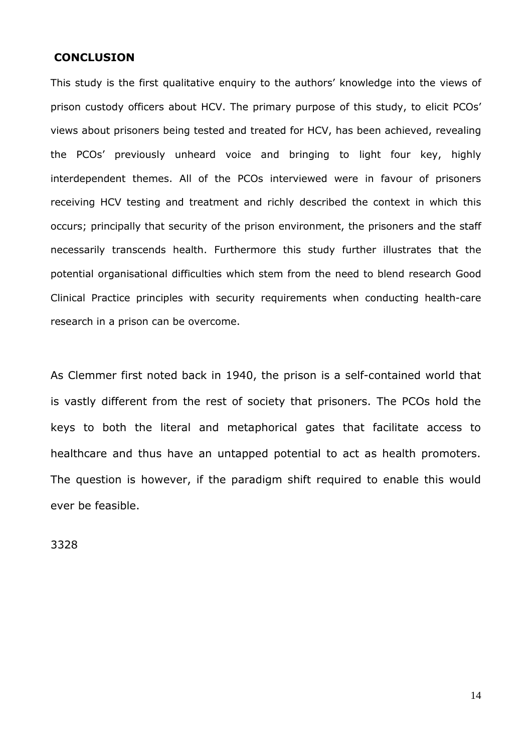## CONCLUSION

This study is the first qualitative enquiry to the authors' knowledge into the views of prison custody officers about HCV. The primary purpose of this study, to elicit PCOs' views about prisoners being tested and treated for HCV, has been achieved, revealing the PCOs' previously unheard voice and bringing to light four key, highly interdependent themes. All of the PCOs interviewed were in favour of prisoners receiving HCV testing and treatment and richly described the context in which this occurs; principally that security of the prison environment, the prisoners and the staff necessarily transcends health. Furthermore this study further illustrates that the potential organisational difficulties which stem from the need to blend research Good Clinical Practice principles with security requirements when conducting health-care research in a prison can be overcome.

As Clemmer first noted back in 1940, the prison is a self-contained world that is vastly different from the rest of society that prisoners. The PCOs hold the keys to both the literal and metaphorical gates that facilitate access to healthcare and thus have an untapped potential to act as health promoters. The question is however, if the paradigm shift required to enable this would ever be feasible.

3328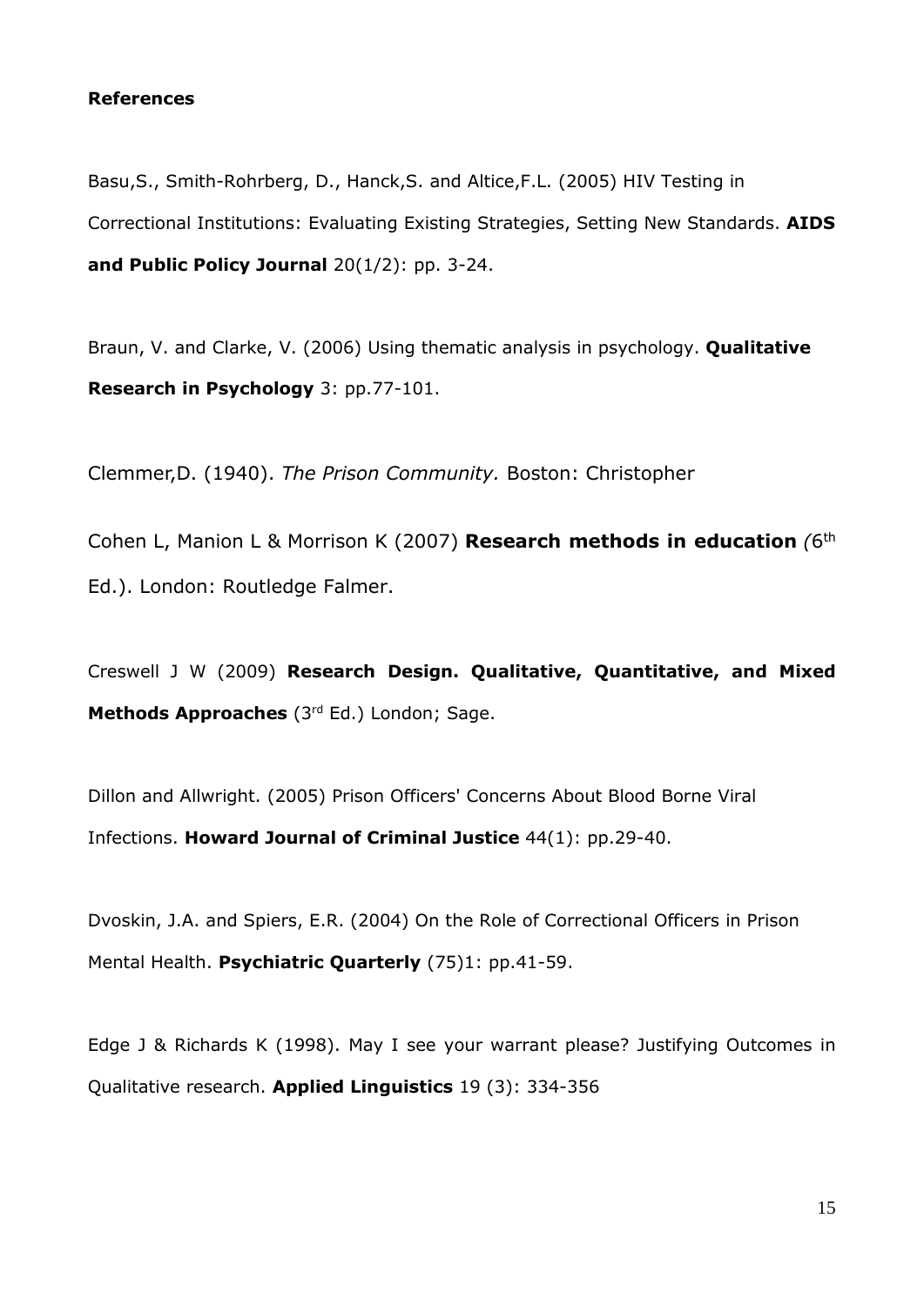**References**

Basu,S., Smith-Rohrberg, D., Hanck,S. and Altice,F.L. (2005) HIV Testing in Correctional Institutions: Evaluating Existing Strategies, Setting New Standards. **AIDS and Public Policy Journal** 20(1/2): pp. 3-24.

Braun, V. and Clarke, V. (2006) Using thematic analysis in psychology. **Qualitative Research in Psychology** 3: pp.77-101.

Clemmer,D. (1940). *The Prison Community.* Boston: Christopher

Cohen L, Manion L & Morrison K (2007) **Research methods in education** *(*6th Ed.). London: Routledge Falmer.

Creswell J W (2009) **Research Design. Qualitative, Quantitative, and Mixed Methods Approaches** (3rd Ed.) London; Sage.

Dillon and Allwright. (2005) Prison Officers' Concerns About Blood Borne Viral Infections. **Howard Journal of Criminal Justice** 44(1): pp.29-40.

Dvoskin, J.A. and Spiers, E.R. (2004) On the Role of Correctional Officers in Prison Mental Health. **Psychiatric Quarterly** (75)1: pp.41-59.

Edge J & Richards K (1998). May I see your warrant please? Justifying Outcomes in Qualitative research. **Applied Linguistics** 19 (3): 334-356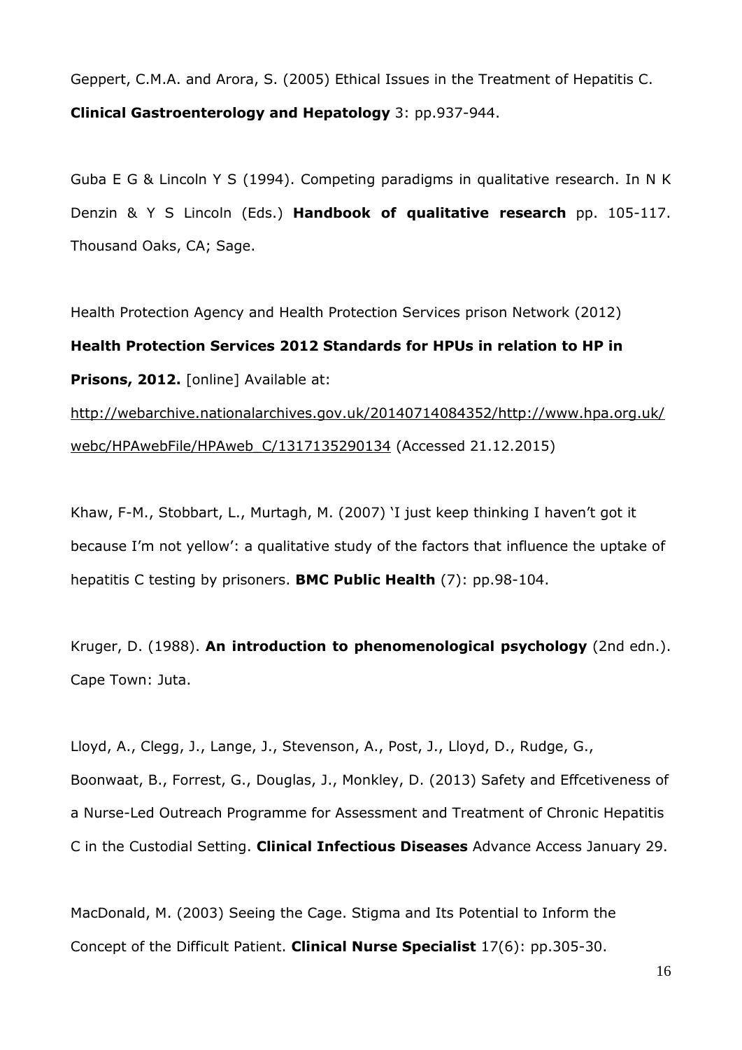Geppert, C.M.A. and Arora, S. (2005) Ethical Issues in the Treatment of Hepatitis C. **Clinical Gastroenterology and Hepatology** 3: pp.937-944.

Guba E G & Lincoln Y S (1994). Competing paradigms in qualitative research. In N K Denzin & Y S Lincoln (Eds.) **Handbook of qualitative research** pp. 105-117. Thousand Oaks, CA; Sage.

Health Protection Agency and Health Protection Services prison Network (2012) **Health Protection Services 2012 Standards for HPUs in relation to HP in Prisons, 2012.** [online] Available at: http://webarchive.nationalarchives.gov.uk/20140714084352/http://www.hpa.org.uk/webc/HPAwebFile/HPAweb_C/1317135290134 (Accessed 21.12.2015)

Khaw, F-M., Stobbart, L., Murtagh, M. (2007) 'I just keep thinking I haven't got it because I'm not yellow': a qualitative study of the factors that influence the uptake of hepatitis C testing by prisoners. **BMC Public Health** (7): pp.98-104.

Kruger, D. (1988). **An introduction to phenomenological psychology** (2nd edn.). Cape Town: Juta.

Lloyd, A., Clegg, J., Lange, J., Stevenson, A., Post, J., Lloyd, D., Rudge, G., Boonwaat, B., Forrest, G., Douglas, J., Monkley, D. (2013) Safety and Effcetiveness of a Nurse-Led Outreach Programme for Assessment and Treatment of Chronic Hepatitis C in the Custodial Setting. **Clinical Infectious Diseases** Advance Access January 29.

MacDonald, M. (2003) Seeing the Cage. Stigma and Its Potential to Inform the Concept of the Difficult Patient. **Clinical Nurse Specialist** 17(6): pp.305-30.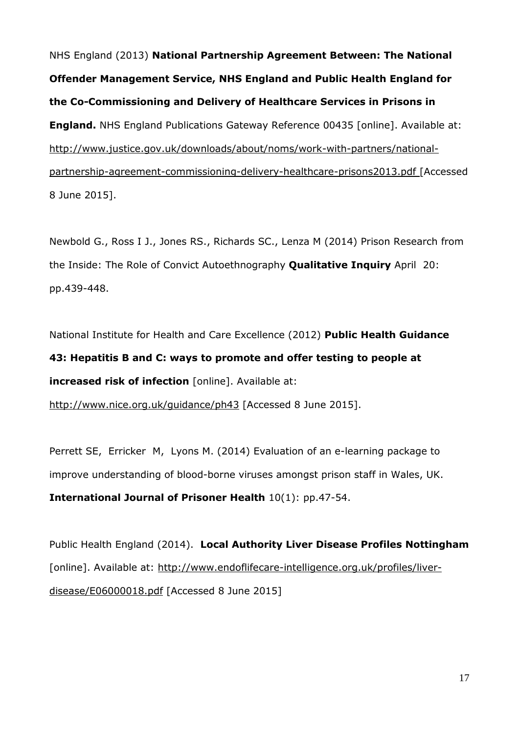NHS England (2013) **National Partnership Agreement Between: The National Offender Management Service, NHS England and Public Health England for the Co-Commissioning and Delivery of Healthcare Services in Prisons in England.** NHS England Publications Gateway Reference 00435 [online]. Available at: http://www.justice.gov.uk/downloads/about/noms/work-with-partners/national-partnership-agreement-commissioning-delivery-healthcare-prisons2013.pdf [Accessed 8 June 2015].

Newbold G., Ross I J., Jones RS., Richards SC., Lenza M (2014) Prison Research from the Inside: The Role of Convict Autoethnography **Qualitative Inquiry** April 20: pp.439-448.

National Institute for Health and Care Excellence (2012) **Public Health Guidance 43: Hepatitis B and C: ways to promote and offer testing to people at increased risk of infection** [online]. Available at: http://www.nice.org.uk/guidance/ph43 [Accessed 8 June 2015].

Perrett SE, Erricker M, Lyons M. (2014) Evaluation of an e-learning package to improve understanding of blood-borne viruses amongst prison staff in Wales, UK. **International Journal of Prisoner Health** 10(1): pp.47-54.

Public Health England (2014). **Local Authority Liver Disease Profiles Nottingham** [online]. Available at: http://www.endoflifecare-intelligence.org.uk/profiles/liver-disease/E06000018.pdf [Accessed 8 June 2015]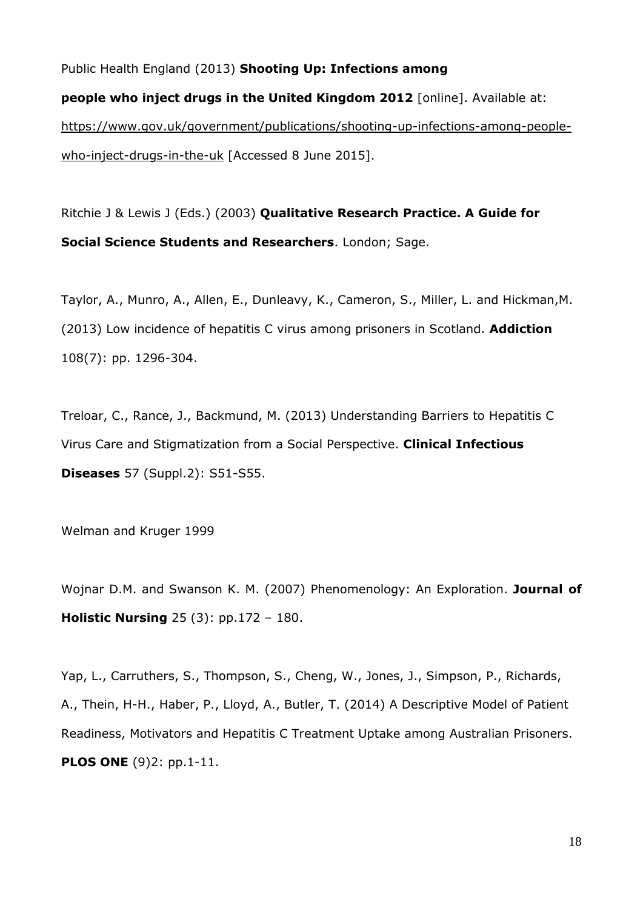Public Health England (2013) **Shooting Up: Infections among people who inject drugs in the United Kingdom 2012** [online]. Available at: https://www.gov.uk/government/publications/shooting-up-infections-among-people-who-inject-drugs-in-the-uk [Accessed 8 June 2015].

Ritchie J & Lewis J (Eds.) (2003) **Qualitative Research Practice. A Guide for Social Science Students and Researchers**. London; Sage.

Taylor, A., Munro, A., Allen, E., Dunleavy, K., Cameron, S., Miller, L. and Hickman,M. (2013) Low incidence of hepatitis C virus among prisoners in Scotland. **Addiction** 108(7): pp. 1296-304.

Treloar, C., Rance, J., Backmund, M. (2013) Understanding Barriers to Hepatitis C Virus Care and Stigmatization from a Social Perspective. **Clinical Infectious Diseases** 57 (Suppl.2): S51-S55.

Welman and Kruger 1999

Wojnar D.M. and Swanson K. M. (2007) Phenomenology: An Exploration. **Journal of Holistic Nursing** 25 (3): pp.172 – 180.

Yap, L., Carruthers, S., Thompson, S., Cheng, W., Jones, J., Simpson, P., Richards, A., Thein, H-H., Haber, P., Lloyd, A., Butler, T. (2014) A Descriptive Model of Patient Readiness, Motivators and Hepatitis C Treatment Uptake among Australian Prisoners. **PLOS ONE** (9)2: pp.1-11.